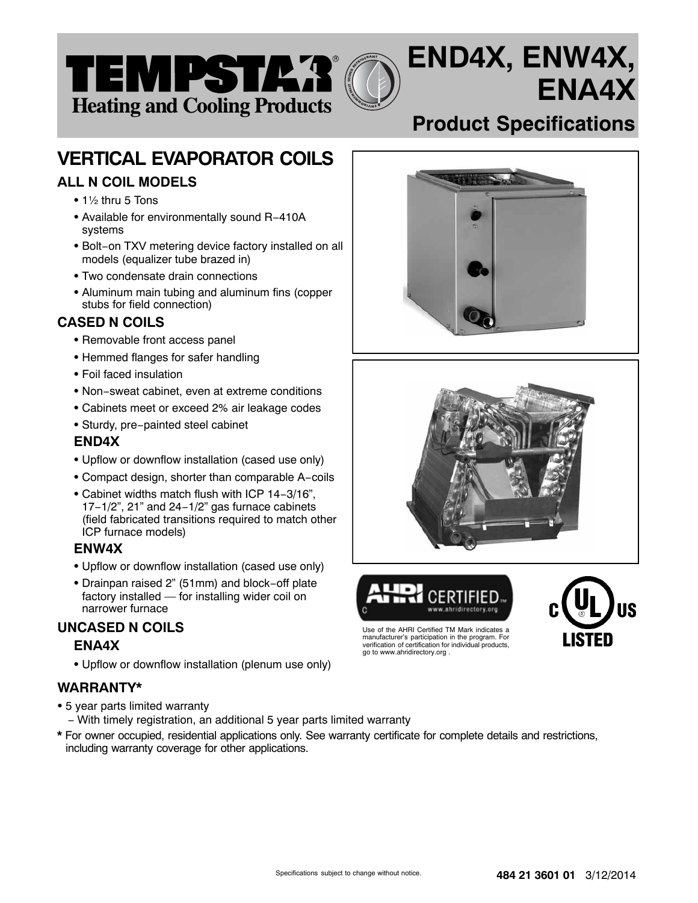# TEMPSTAR® Heating and Cooling Products

# END4X, ENW4X, ENA4X

## Product Specifications

## VERTICAL EVAPORATOR COILS

### ALL N COIL MODELS

- 1½ thru 5 Tons
- Available for environmentally sound R−410A systems
- Bolt−on TXV metering device factory installed on all models (equalizer tube brazed in)
- Two condensate drain connections
- Aluminum main tubing and aluminum fins (copper stubs for field connection)

### CASED N COILS

- Removable front access panel
- Hemmed flanges for safer handling
- Foil faced insulation
- Non−sweat cabinet, even at extreme conditions
- Cabinets meet or exceed 2% air leakage codes
- Sturdy, pre−painted steel cabinet

#### END4X

- Upflow or downflow installation (cased use only)
- Compact design, shorter than comparable A−coils
- Cabinet widths match flush with ICP 14−3/16", 17−1/2", 21" and 24−1/2" gas furnace cabinets (field fabricated transitions required to match other ICP furnace models)

#### ENW4X

- Upflow or downflow installation (cased use only)
- Drainpan raised 2" (51mm) and block−off plate factory installed — for installing wider coil on narrower furnace

### UNCASED N COILS

#### ENA4X

- Upflow or downflow installation (plenum use only)

Use of the AHRI Certified TM Mark indicates a manufacturer's participation in the program. For verification of certification for individual products, go to www.ahridirectory.org .

### WARRANTY*

- 5 year parts limited warranty
  - With timely registration, an additional 5 year parts limited warranty

**\*** For owner occupied, residential applications only. See warranty certificate for complete details and restrictions, including warranty coverage for other applications.

Specifications subject to change without notice.

**484 21 3601 01** 3/12/2014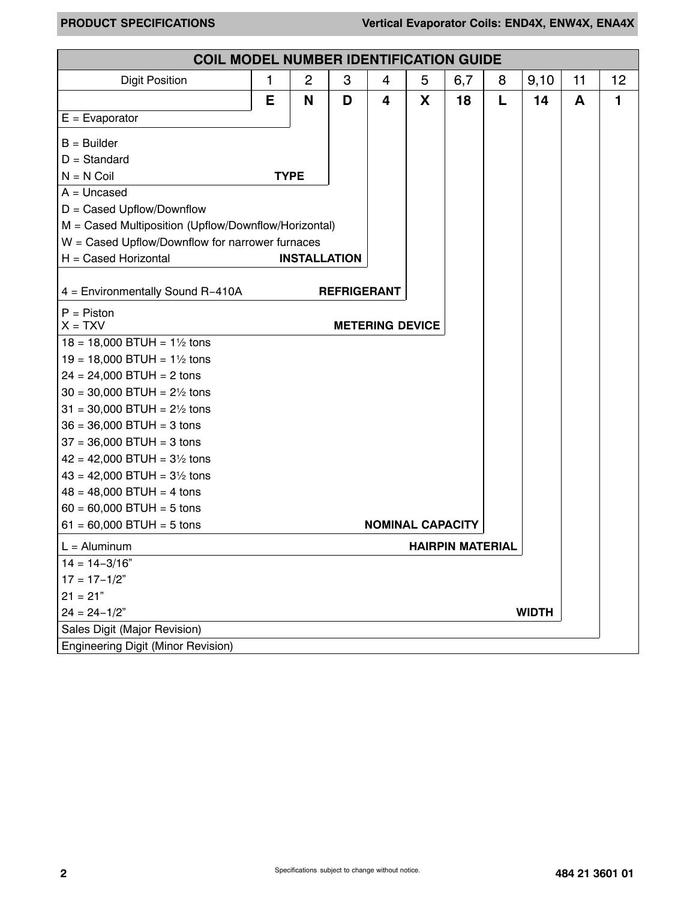## COIL MODEL NUMBER IDENTIFICATION GUIDE

| Digit Position | 1 | 2 | 3 | 4 | 5 | 6,7 | 8 | 9,10 | 11 | 12 |
|---|---|---|---|---|---|---|---|---|---|---|
| | **E** | **N** | **D** | **4** | **X** | **18** | **L** | **14** | **A** | **1** |

**Digit 1**
- E = Evaporator

**Digit 2 – TYPE**
- B = Builder
- D = Standard
- N = N Coil

**Digit 3 – INSTALLATION**
- A = Uncased
- D = Cased Upflow/Downflow
- M = Cased Multiposition (Upflow/Downflow/Horizontal)
- W = Cased Upflow/Downflow for narrower furnaces
- H = Cased Horizontal

**Digit 4 – REFRIGERANT**
- 4 = Environmentally Sound R−410A

**Digit 5 – METERING DEVICE**
- P = Piston
- X = TXV

**Digits 6,7 – NOMINAL CAPACITY**
- 18 = 18,000 BTUH = 1½ tons
- 19 = 18,000 BTUH = 1½ tons
- 24 = 24,000 BTUH = 2 tons
- 30 = 30,000 BTUH = 2½ tons
- 31 = 30,000 BTUH = 2½ tons
- 36 = 36,000 BTUH = 3 tons
- 37 = 36,000 BTUH = 3 tons
- 42 = 42,000 BTUH = 3½ tons
- 43 = 42,000 BTUH = 3½ tons
- 48 = 48,000 BTUH = 4 tons
- 60 = 60,000 BTUH = 5 tons
- 61 = 60,000 BTUH = 5 tons

**Digit 8 – HAIRPIN MATERIAL**
- L = Aluminum

**Digits 9,10 – WIDTH**
- 14 = 14−3/16”
- 17 = 17−1/2”
- 21 = 21”
- 24 = 24−1/2”

**Digit 11**
- Sales Digit (Major Revision)

**Digit 12**
- Engineering Digit (Minor Revision)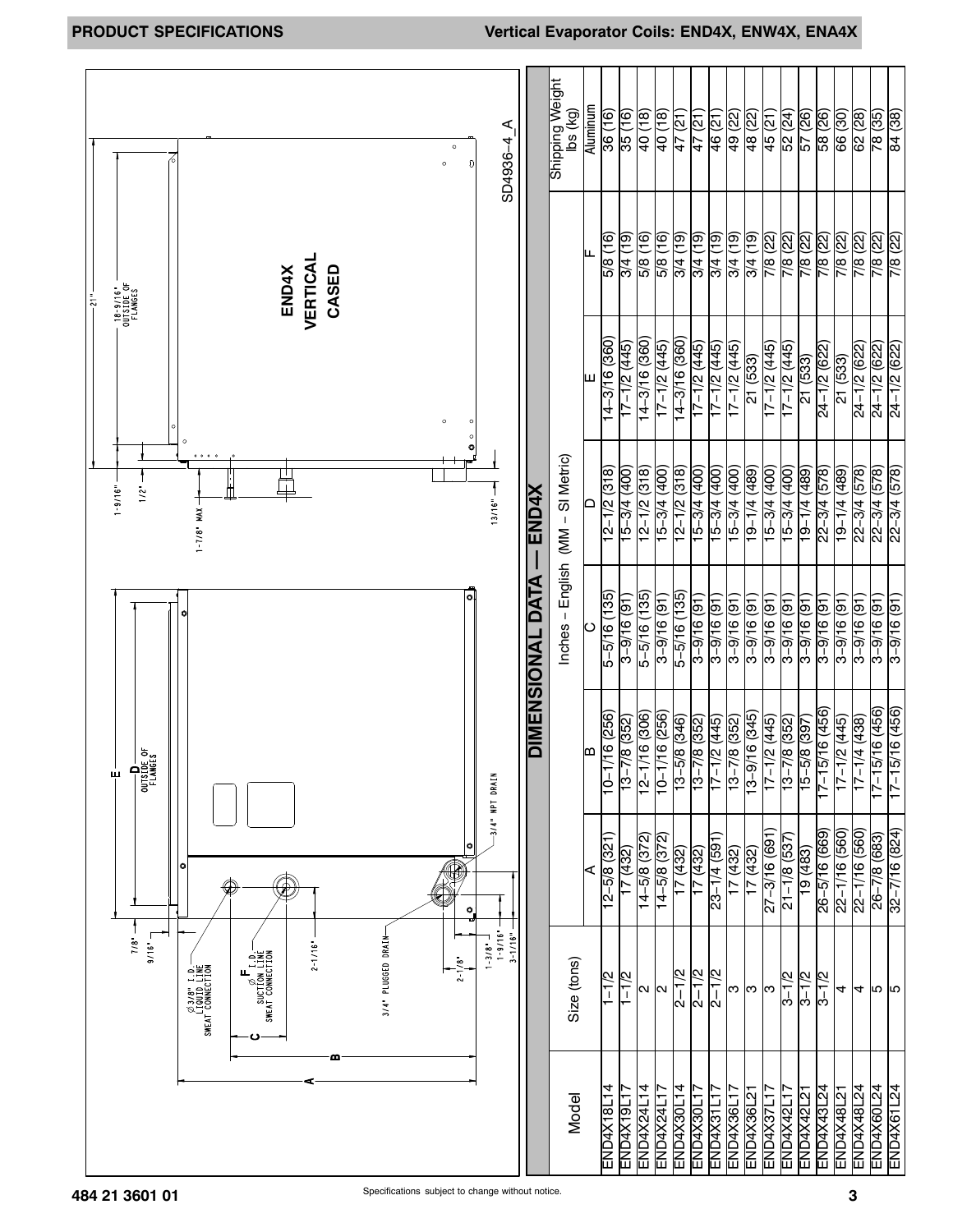## PRODUCT SPECIFICATIONS — Vertical Evaporator Coils: END4X, ENW4X, ENA4X

END4X VERTICAL CASED

SD4936-4_A

Drawing labels: Ø3/8" I.D. LIQUID LINE SWEAT CONNECTION; F Ø I.D. SUCTION LINE SWEAT CONNECTION; 3/4" PLUGGED DRAIN; 3/4" NPT DRAIN; D OUTSIDE OF FLANGES; 18-9/16" OUTSIDE OF FLANGES; 21"; 7/8"; 9/16"; 2-1/16"; 2-1/8"; 1-3/8"; 1-9/16"; 3-1/16"; 1/2"; 1-7/8" MAX; 13/16"; A; B; C; E

### DIMENSIONAL DATA — END4X

| Model | Size (tons) | Inches – English (MM – SI Metric) | | | | | | Shipping Weight lbs (kg) |
|---|---|---|---|---|---|---|---|---|
| | | A | B | C | D | E | F | Aluminum |
| END4X18L14 | 1-1/2 | 12-5/8 (321) | 10-1/16 (256) | 5-5/16 (135) | 12-1/2 (318) | 14-3/16 (360) | 5/8 (16) | 36 (16) |
| END4X19L17 | 1-1/2 | 17 (432) | 13-7/8 (352) | 3-9/16 (91) | 15-3/4 (400) | 17-1/2 (445) | 3/4 (19) | 35 (16) |
| END4X24L14 | 2 | 14-5/8 (372) | 12-1/16 (306) | 5-5/16 (135) | 12-1/2 (318) | 14-3/16 (360) | 5/8 (16) | 40 (18) |
| END4X24L17 | 2 | 14-5/8 (372) | 10-1/16 (256) | 3-9/16 (91) | 15-3/4 (400) | 17-1/2 (445) | 5/8 (16) | 40 (18) |
| END4X30L14 | 2-1/2 | 17 (432) | 13-5/8 (346) | 5-5/16 (135) | 12-1/2 (318) | 14-3/16 (360) | 3/4 (19) | 47 (21) |
| END4X30L17 | 2-1/2 | 17 (432) | 13-7/8 (352) | 3-9/16 (91) | 15-3/4 (400) | 17-1/2 (445) | 3/4 (19) | 47 (21) |
| END4X31L17 | 2-1/2 | 23-1/4 (591) | 17-1/2 (445) | 3-9/16 (91) | 15-3/4 (400) | 17-1/2 (445) | 3/4 (19) | 46 (21) |
| END4X36L17 | 3 | 17 (432) | 13-7/8 (352) | 3-9/16 (91) | 15-3/4 (400) | 17-1/2 (445) | 3/4 (19) | 49 (22) |
| END4X36L21 | 3 | 17 (432) | 13-9/16 (345) | 3-9/16 (91) | 19-1/4 (489) | 21 (533) | 3/4 (19) | 48 (22) |
| END4X37L17 | 3 | 27-3/16 (691) | 17-1/2 (445) | 3-9/16 (91) | 15-3/4 (400) | 17-1/2 (445) | 7/8 (22) | 45 (21) |
| END4X42L17 | 3-1/2 | 21-1/8 (537) | 13-7/8 (352) | 3-9/16 (91) | 15-3/4 (400) | 17-1/2 (445) | 7/8 (22) | 52 (24) |
| END4X42L21 | 3-1/2 | 19 (483) | 15-5/8 (397) | 3-9/16 (91) | 19-1/4 (489) | 21 (533) | 7/8 (22) | 57 (26) |
| END4X43L24 | 3-1/2 | 26-5/16 (669) | 17-15/16 (456) | 3-9/16 (91) | 22-3/4 (578) | 24-1/2 (622) | 7/8 (22) | 58 (26) |
| END4X48L21 | 4 | 22-1/16 (560) | 17-1/2 (445) | 3-9/16 (91) | 19-1/4 (489) | 21 (533) | 7/8 (22) | 66 (30) |
| END4X48L24 | 4 | 22-1/16 (560) | 17-1/4 (438) | 3-9/16 (91) | 22-3/4 (578) | 24-1/2 (622) | 7/8 (22) | 62 (28) |
| END4X60L24 | 5 | 26-7/8 (683) | 17-15/16 (456) | 3-9/16 (91) | 22-3/4 (578) | 24-1/2 (622) | 7/8 (22) | 78 (35) |
| END4X61L24 | 5 | 32-7/16 (824) | 17-15/16 (456) | 3-9/16 (91) | 22-3/4 (578) | 24-1/2 (622) | 7/8 (22) | 84 (38) |

484 21 3601 01

Specifications subject to change without notice.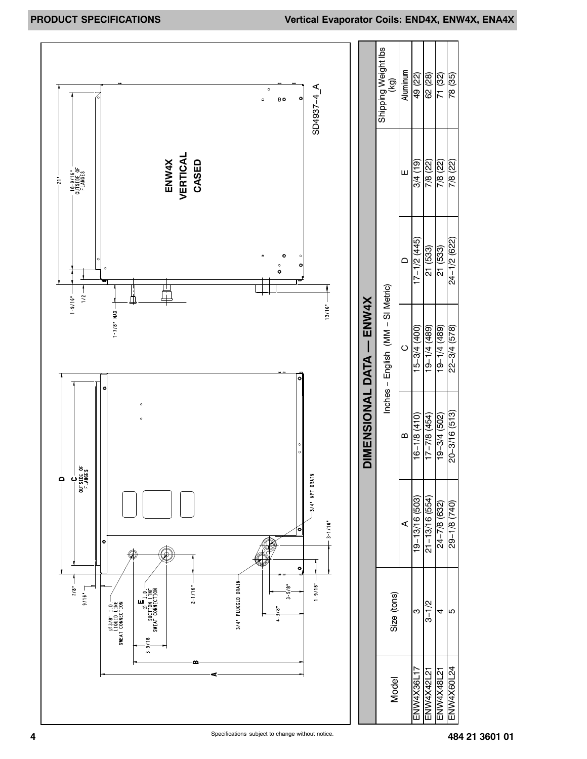ENW4X VERTICAL CASED

SD4937-4_A

21"
18-9/16" OUTSIDE OF FLANGES
1-9/16"
1/2
1-7/8" MAX
13/16"

D
C OUTSIDE OF FLANGES
7/8"
9/16"
Ø 3/8" I.D. LIQUID LINE SWEAT CONNECTION
E Ø I.D. SUCTION LINE SWEAT CONNECTION
3-9/16
2-1/16"
3/4" PLUGGED DRAIN
3/4" NPT DRAIN
4-3/8"
3-5/8"
1-9/16"
3-1/16"
B
A

## DIMENSIONAL DATA — ENW4X

| Model | Size (tons) | Inches – English (MM – SI Metric) | | | | | Shipping Weight lbs (kg) |
|---|---|---|---|---|---|---|---|
| | | A | B | C | D | E | Aluminum |
| ENW4X36L17 | 3 | 19–13/16 (503) | 16–1/8 (410) | 15–3/4 (400) | 17–1/2 (445) | 3/4 (19) | 49 (22) |
| ENW4X42L21 | 3–1/2 | 21–13/16 (554) | 17–7/8 (454) | 19–1/4 (489) | 21 (533) | 7/8 (22) | 62 (28) |
| ENW4X48L21 | 4 | 24–7/8 (632) | 19–3/4 (502) | 19–1/4 (489) | 21 (533) | 7/8 (22) | 71 (32) |
| ENW4X60L24 | 5 | 29–1/8 (740) | 20–3/16 (513) | 22–3/4 (578) | 24–1/2 (622) | 7/8 (22) | 78 (35) |

Specifications subject to change without notice.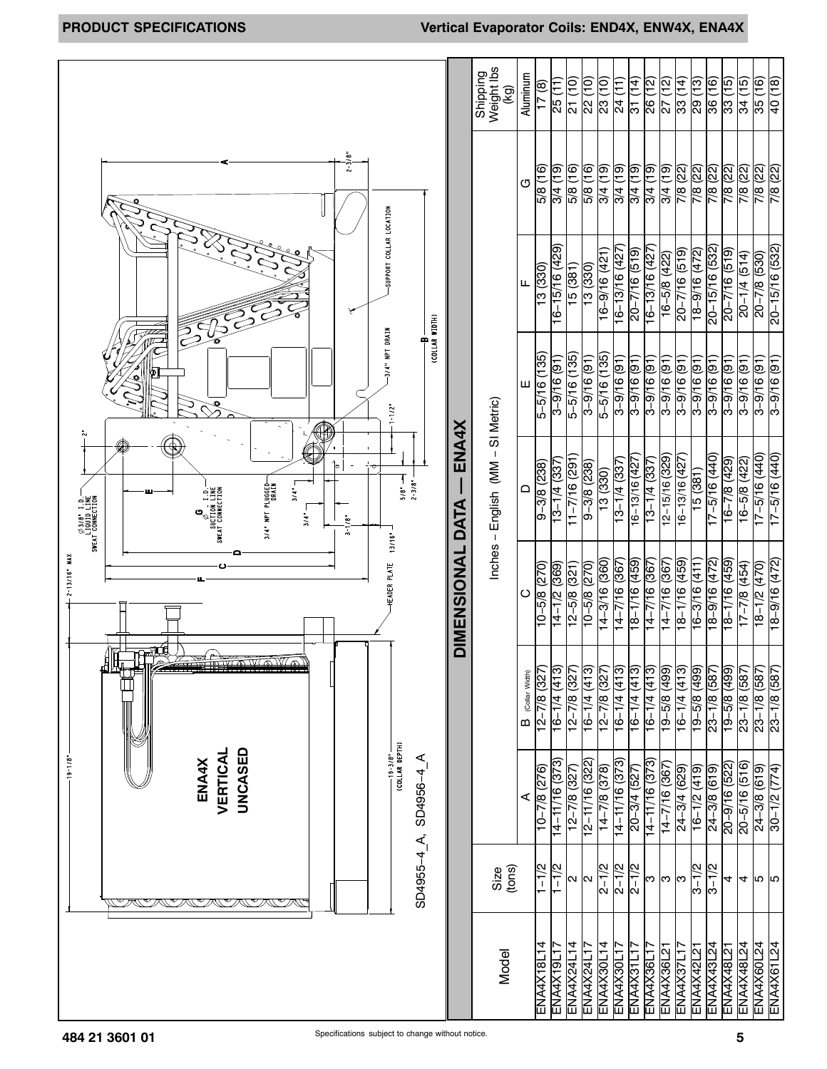## DIMENSIONAL DATA — ENA4X

ENA4X VERTICAL UNCASED

SD4955–4_A, SD4956–4_A

| Model | Size (tons) | Inches – English (MM – SI Metric) | | | | | | | Shipping Weight lbs (kg) |
|---|---|---|---|---|---|---|---|---|---|
| | | A | B (Collar Width) | C | D | E | F | G | Aluminum |
| ENA4X18L14 | 1–1/2 | 10–7/8 (276) | 12–7/8 (327) | 10–5/8 (270) | 9–3/8 (238) | 5–5/16 (135) | 13 (330) | 5/8 (16) | 17 (8) |
| ENA4X19L17 | 1–1/2 | 14–11/16 (373) | 16–1/4 (413) | 14–1/2 (369) | 13–1/4 (337) | 3–9/16 (91) | 16–15/16 (429) | 3/4 (19) | 25 (11) |
| ENA4X24L14 | 2 | 12–7/8 (327) | 12–7/8 (327) | 12–5/8 (321) | 11–7/16 (291) | 5–5/16 (135) | 15 (381) | 5/8 (16) | 21 (10) |
| ENA4X24L17 | 2 | 12–11/16 (322) | 16–1/4 (413) | 10–5/8 (270) | 9–3/8 (238) | 3–9/16 (91) | 13 (330) | 5/8 (16) | 22 (10) |
| ENA4X30L14 | 2–1/2 | 14–7/8 (378) | 12–7/8 (327) | 14–3/16 (360) | 13 (330) | 5–5/16 (135) | 16–9/16 (421) | 3/4 (19) | 23 (10) |
| ENA4X30L17 | 2–1/2 | 14–11/16 (373) | 16–1/4 (413) | 14–7/16 (367) | 13–1/4 (337) | 3–9/16 (91) | 16–13/16 (427) | 3/4 (19) | 24 (11) |
| ENA4X31L17 | 2–1/2 | 20–3/4 (527) | 16–1/4 (413) | 18–1/16 (459) | 16–13/16 (427) | 3–9/16 (91) | 20–7/16 (519) | 3/4 (19) | 31 (14) |
| ENA4X36L17 | 3 | 14–11/16 (373) | 16–1/4 (413) | 14–7/16 (367) | 13–1/4 (337) | 3–9/16 (91) | 16–13/16 (427) | 3/4 (19) | 26 (12) |
| ENA4X36L21 | 3 | 14–7/16 (367) | 19–5/8 (499) | 14–7/16 (367) | 12–15/16 (329) | 3–9/16 (91) | 16–5/8 (422) | 3/4 (19) | 27 (12) |
| ENA4X37L17 | 3 | 24–3/4 (629) | 16–1/4 (413) | 18–1/16 (459) | 16–13/16 (427) | 3–9/16 (91) | 20–7/16 (519) | 7/8 (22) | 33 (14) |
| ENA4X42L21 | 3–1/2 | 16–1/2 (419) | 19–5/8 (499) | 16–3/16 (411) | 15 (381) | 3–9/16 (91) | 18–9/16 (472) | 7/8 (22) | 29 (13) |
| ENA4X43L24 | 3–1/2 | 24–3/8 (619) | 23–1/8 (587) | 18–9/16 (472) | 17–5/16 (440) | 3–9/16 (91) | 20–15/16 (532) | 7/8 (22) | 36 (16) |
| ENA4X48L21 | 4 | 20–9/16 (522) | 19–5/8 (499) | 18–1/16 (459) | 16–7/8 (429) | 3–9/16 (91) | 20–7/16 (519) | 7/8 (22) | 33 (15) |
| ENA4X48L24 | 4 | 20–5/16 (516) | 23–1/8 (587) | 17–7/8 (454) | 16–5/8 (422) | 3–9/16 (91) | 20–1/4 (514) | 7/8 (22) | 34 (15) |
| ENA4X60L24 | 5 | 24–3/8 (619) | 23–1/8 (587) | 18–1/2 (470) | 17–5/16 (440) | 3–9/16 (91) | 20–7/8 (530) | 7/8 (22) | 35 (16) |
| ENA4X61L24 | 5 | 30–1/2 (774) | 23–1/8 (587) | 18–9/16 (472) | 17–5/16 (440) | 3–9/16 (91) | 20–15/16 (532) | 7/8 (22) | 40 (18) |

Specifications subject to change without notice.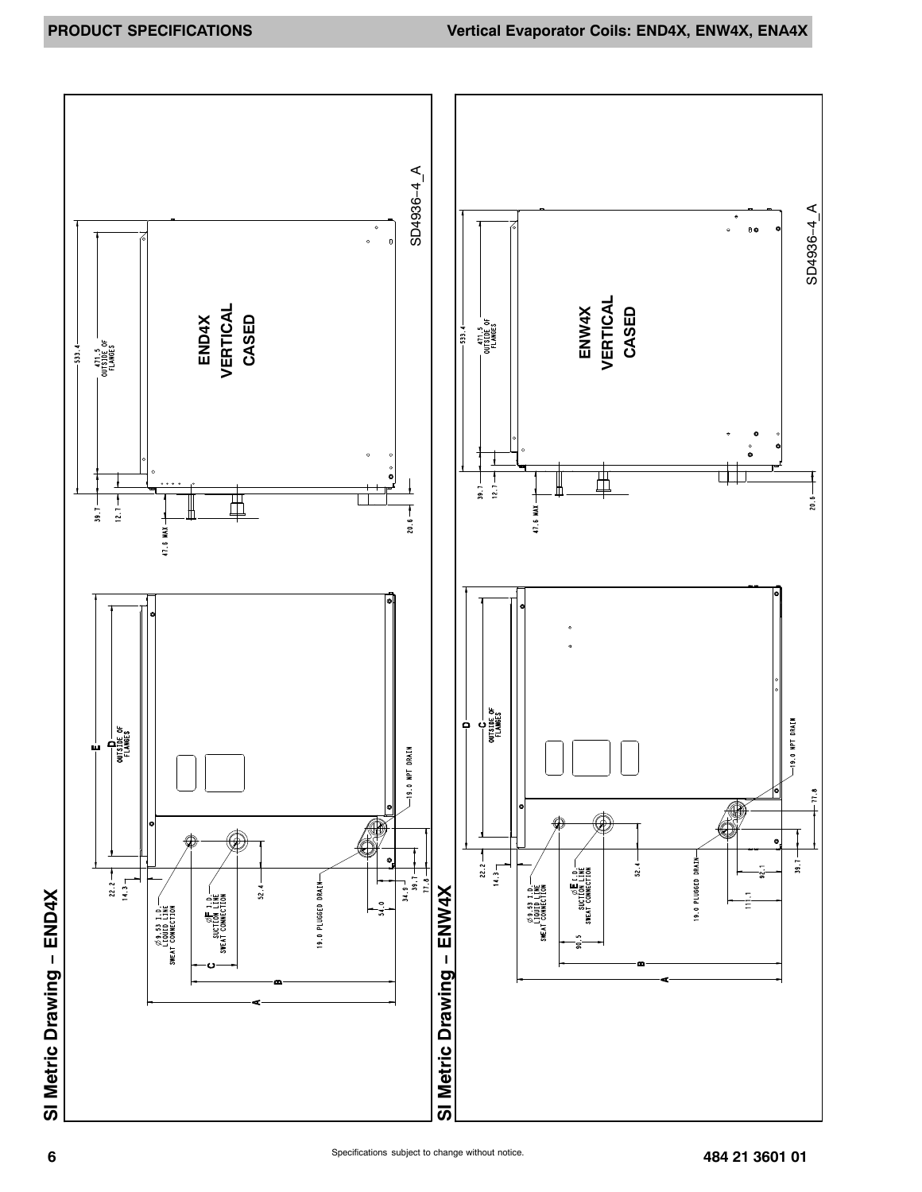## SI Metric Drawing – END4X

END4X VERTICAL CASED

SD4936-4_A

533.4

471.5 OUTSIDE OF FLANGES

39.7

12.7

47.6 MAX

20.6

E

D OUTSIDE OF FLANGES

22.2

14.3

Ø9.53 I.D. LIQUID LINE SWEAT CONNECTION

ØF I.D. SUCTION LINE SWEAT CONNECTION

52.4

19.0 PLUGGED DRAIN

19.0 NPT DRAIN

54.0

34.9

39.7

77.8

C

B

A

## SI Metric Drawing – ENW4X

ENW4X VERTICAL CASED

SD4936-4_A

533.4

471.5 OUTSIDE OF FLANGES

39.7

12.7

47.6 MAX

20.6

D

C OUTSIDE OF FLANGES

22.2

14.3

Ø9.53 I.D. LIQUID LINE SWEAT CONNECTION

ØE I.D. SUCTION LINE SWEAT CONNECTION

90.5

52.4

19.0 PLUGGED DRAIN

19.0 NPT DRAIN

77.8

92.1

111.1

39.7

B

A

Specifications subject to change without notice.

484 21 3601 01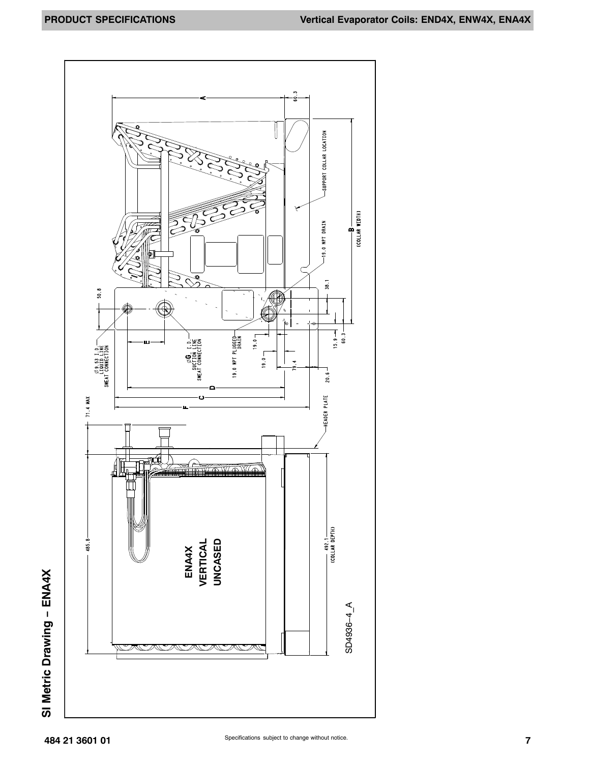## SI Metric Drawing – ENA4X

ENA4X
VERTICAL
UNCASED

A

60.3

SUPPORT COLLAR LOCATION

B
(COLLAR WIDTH)

19.0 NPT DRAIN

50.8

38.1

Ø9.53 I.D.
LIQUID LINE
SWEAT CONNECTION

E

ØG_ I.D.
SUCTION LINE
SWEAT CONNECTION

19.0 NPT PLUGGED
DRAIN

19.0

19.0

79.4

15.9

60.3

20.6

D

C

F

71.4 MAX

HEADER PLATE

485.8

492.1
(COLLAR DEPTH)

SD4936–4_A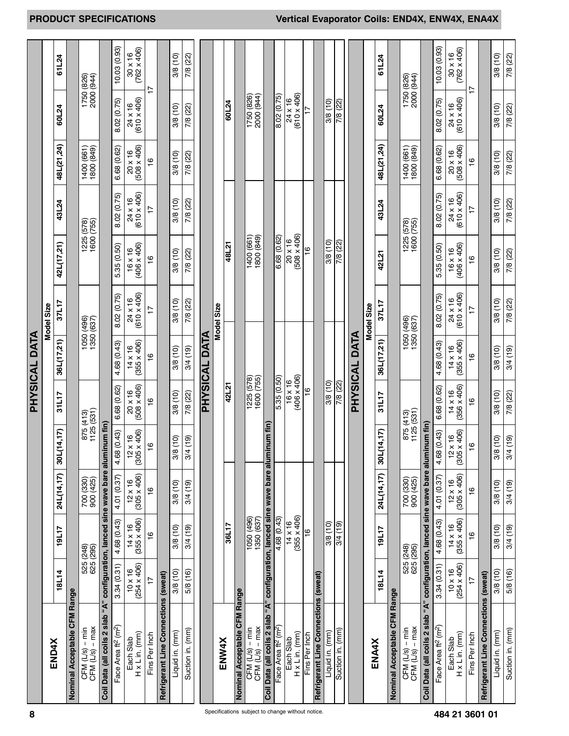## PHYSICAL DATA

| END4X | Model Size | | | | | | | | | | | |
|---|---|---|---|---|---|---|---|---|---|---|---|---|
| | 18L14 | 19L17 | 24L(14,17) | 30L(14,17) | 31L17 | 36L(17,21) | 37L17 | 42L(17,21) | 43L24 | 48L(21,24) | 60L24 | 61L24 |
| **Nominal Acceptable CFM Range** | | | | | | | | | | | | |
| CFM (L/s) – min<br>CFM (L/s) – max | 525 (248)<br>625 (295) | | 700 (330)<br>900 (425) | 875 (413)<br>1125 (531) | | 1050 (496)<br>1350 (637) | | 1225 (578)<br>1600 (755) | | 1400 (661)<br>1800 (849) | 1750 (826)<br>2000 (944) | |
| **Coil Data (all coils 2 slab "A" configuration, lanced sine wave bare aluminum fin)** | | | | | | | | | | | | |
| Face Area ft² (m²) | 3.34 (0.31) | 4.68 (0.43) | 4.01 (0.37) | 4.68 (0.43) | 6.68 (0.62) | 4.68 (0.43) | 8.02 (0.75) | 5.35 (0.50) | 8.02 (0.75) | 6.68 (0.62) | 8.02 (0.75) | 10.03 (0.93) |
| Each Slab<br>H x L in. (mm) | 10 x 16<br>(254 x 406) | 14 x 16<br>(355 x 406) | 12 x 16<br>(305 x 406) | 12 x 16<br>(305 x 406) | 20 x 16<br>(508 x 406) | 14 x 16<br>(355 x 406) | 24 x 16<br>(610 x 406) | 16 x 16<br>(406 x 406) | 24 x 16<br>(610 x 406) | 20 x 16<br>(508 x 406) | 24 x 16<br>(610 x 406) | 30 x 16<br>(762 x 406) |
| Fins Per Inch | 17 | 16 | 16 | 16 | 16 | 16 | 17 | 16 | 17 | 16 | 17 | |
| **Refrigerant Line Connections (sweat)** | | | | | | | | | | | | |
| Liquid in. (mm) | 3/8 (10) | 3/8 (10) | 3/8 (10) | 3/8 (10) | 3/8 (10) | 3/8 (10) | 3/8 (10) | 3/8 (10) | 3/8 (10) | 3/8 (10) | 3/8 (10) | 3/8 (10) |
| Suction in. (mm) | 5/8 (16) | 3/4 (19) | 3/4 (19) | 3/4 (19) | 7/8 (22) | 3/4 (19) | 7/8 (22) | 7/8 (22) | 7/8 (22) | 7/8 (22) | 7/8 (22) | 7/8 (22) |

## PHYSICAL DATA

| ENW4X | Model Size | | | |
|---|---|---|---|---|
| | 36L17 | 42L21 | 48L21 | 60L24 |
| **Nominal Acceptable CFM Range** | | | | |
| CFM (L/s) – min<br>CFM (L/s) – max | 1050 (496)<br>1350 (637) | 1225 (578)<br>1600 (755) | 1400 (661)<br>1800 (849) | 1750 (826)<br>2000 (944) |
| **Coil Data (all coils 2 slab "A" configuration, lanced sine wave bare aluminum fin)** | | | | |
| Face Area ft² (m²) | 4.68 (0.43) | 5.35 (0.50) | 6.68 (0.62) | 8.02 (0.75) |
| Each Slab<br>H x L in. (mm) | 14 x 16<br>(355 x 406) | 16 x 16<br>(406 x 406) | 20 x 16<br>(508 x 406) | 24 x 16<br>(610 x 406) |
| Fins Per Inch | 16 | 16 | 16 | 17 |
| **Refrigerant Line Connections (sweat)** | | | | |
| Liquid in. (mm) | 3/8 (10) | 3/8 (10) | 3/8 (10) | 3/8 (10) |
| Suction in. (mm) | 3/4 (19) | 7/8 (22) | 7/8 (22) | 7/8 (22) |

## PHYSICAL DATA

| ENA4X | Model Size | | | | | | | | | | | |
|---|---|---|---|---|---|---|---|---|---|---|---|---|
| | 18L14 | 19L17 | 24L(14,17) | 30L(14,17) | 31L17 | 36L(17,21) | 37L17 | 42L21 | 43L24 | 48L(21,24) | 60L24 | 61L24 |
| **Nominal Acceptable CFM Range** | | | | | | | | | | | | |
| CFM (L/s) – min<br>CFM (L/s) – max | 525 (248)<br>625 (295) | | 700 (330)<br>900 (425) | 875 (413)<br>1125 (531) | | 1050 (496)<br>1350 (637) | | 1225 (578)<br>1600 (755) | | 1400 (661)<br>1800 (849) | 1750 (826)<br>2000 (944) | |
| **Coil Data (all coils 2 slab "A" configuration, lanced sine wave bare aluminum fin)** | | | | | | | | | | | | |
| Face Area ft² (m²) | 3.34 (0.31) | 4.68 (0.43) | 4.01 (0.37) | 4.68 (0.43) | 6.68 (0.62) | 4.68 (0.43) | 8.02 (0.75) | 5.35 (0.50) | 8.02 (0.75) | 6.68 (0.62) | 8.02 (0.75) | 10.03 (0.93) |
| Each Slab<br>H x L in. (mm) | 10 x 16<br>(254 x 406) | 14 x 16<br>(355 x 406) | 12 x 16<br>(305 x 406) | 12 x 16<br>(305 x 406) | 14 x 16<br>(356 x 406) | 14 x 16<br>(355 x 406) | 24 x 16<br>(610 x 406) | 16 x 16<br>(406 x 406) | 24 x 16<br>(610 x 406) | 20 x 16<br>(508 x 406) | 24 x 16<br>(610 x 406) | 30 x 16<br>(762 x 406) |
| Fins Per Inch | 17 | 16 | 16 | 16 | 16 | 16 | 17 | 16 | 17 | 16 | 17 | |
| **Refrigerant Line Connections (sweat)** | | | | | | | | | | | | |
| Liquid in. (mm) | 3/8 (10) | 3/8 (10) | 3/8 (10) | 3/8 (10) | 3/8 (10) | 3/8 (10) | 3/8 (10) | 3/8 (10) | 3/8 (10) | 3/8 (10) | 3/8 (10) | 3/8 (10) |
| Suction in. (mm) | 5/8 (16) | 3/4 (19) | 3/4 (19) | 3/4 (19) | 7/8 (22) | 3/4 (19) | 7/8 (22) | 7/8 (22) | 7/8 (22) | 7/8 (22) | 7/8 (22) | 7/8 (22) |

Specifications subject to change without notice.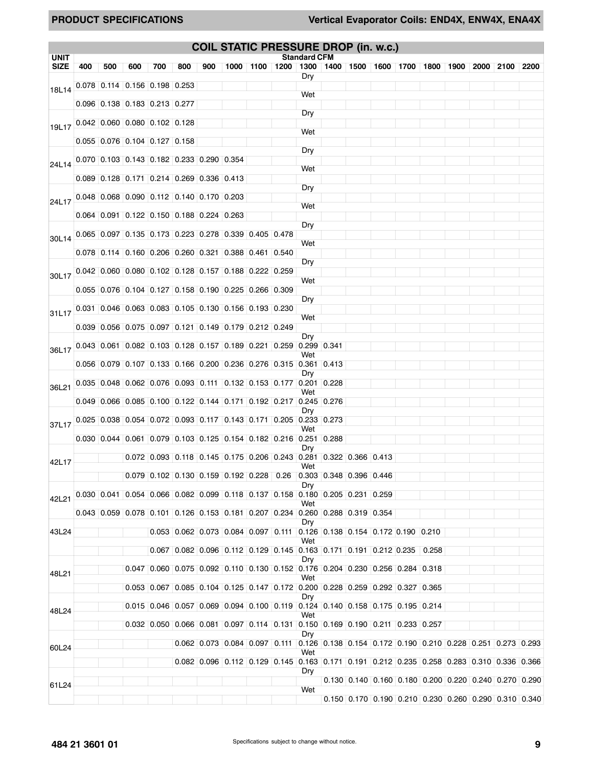## COIL STATIC PRESSURE DROP (in. w.c.)

| UNIT SIZE | | Standard CFM | | | | | | | | | | | | | | | | | | |
|---|---|---|---|---|---|---|---|---|---|---|---|---|---|---|---|---|---|---|---|---|
| | | 400 | 500 | 600 | 700 | 800 | 900 | 1000 | 1100 | 1200 | 1300 | 1400 | 1500 | 1600 | 1700 | 1800 | 1900 | 2000 | 2100 | 2200 |
| 18L14 | Dry | 0.078 | 0.114 | 0.156 | 0.198 | 0.253 | | | | | | | | | | | | | | |
| | Wet | 0.096 | 0.138 | 0.183 | 0.213 | 0.277 | | | | | | | | | | | | | | |
| 19L17 | Dry | 0.042 | 0.060 | 0.080 | 0.102 | 0.128 | | | | | | | | | | | | | | |
| | Wet | 0.055 | 0.076 | 0.104 | 0.127 | 0.158 | | | | | | | | | | | | | | |
| 24L14 | Dry | 0.070 | 0.103 | 0.143 | 0.182 | 0.233 | 0.290 | 0.354 | | | | | | | | | | | | |
| | Wet | 0.089 | 0.128 | 0.171 | 0.214 | 0.269 | 0.336 | 0.413 | | | | | | | | | | | | |
| 24L17 | Dry | 0.048 | 0.068 | 0.090 | 0.112 | 0.140 | 0.170 | 0.203 | | | | | | | | | | | | |
| | Wet | 0.064 | 0.091 | 0.122 | 0.150 | 0.188 | 0.224 | 0.263 | | | | | | | | | | | | |
| 30L14 | Dry | 0.065 | 0.097 | 0.135 | 0.173 | 0.223 | 0.278 | 0.339 | 0.405 | 0.478 | | | | | | | | | | |
| | Wet | 0.078 | 0.114 | 0.160 | 0.206 | 0.260 | 0.321 | 0.388 | 0.461 | 0.540 | | | | | | | | | | |
| 30L17 | Dry | 0.042 | 0.060 | 0.080 | 0.102 | 0.128 | 0.157 | 0.188 | 0.222 | 0.259 | | | | | | | | | | |
| | Wet | 0.055 | 0.076 | 0.104 | 0.127 | 0.158 | 0.190 | 0.225 | 0.266 | 0.309 | | | | | | | | | | |
| 31L17 | Dry | 0.031 | 0.046 | 0.063 | 0.083 | 0.105 | 0.130 | 0.156 | 0.193 | 0.230 | | | | | | | | | | |
| | Wet | 0.039 | 0.056 | 0.075 | 0.097 | 0.121 | 0.149 | 0.179 | 0.212 | 0.249 | | | | | | | | | | |
| 36L17 | Dry | 0.043 | 0.061 | 0.082 | 0.103 | 0.128 | 0.157 | 0.189 | 0.221 | 0.259 | 0.299 | 0.341 | | | | | | | | |
| | Wet | 0.056 | 0.079 | 0.107 | 0.133 | 0.166 | 0.200 | 0.236 | 0.276 | 0.315 | 0.361 | 0.413 | | | | | | | | |
| 36L21 | Dry | 0.035 | 0.048 | 0.062 | 0.076 | 0.093 | 0.111 | 0.132 | 0.153 | 0.177 | 0.201 | 0.228 | | | | | | | | |
| | Wet | 0.049 | 0.066 | 0.085 | 0.100 | 0.122 | 0.144 | 0.171 | 0.192 | 0.217 | 0.245 | 0.276 | | | | | | | | |
| 37L17 | Dry | 0.025 | 0.038 | 0.054 | 0.072 | 0.093 | 0.117 | 0.143 | 0.171 | 0.205 | 0.233 | 0.273 | | | | | | | | |
| | Wet | 0.030 | 0.044 | 0.061 | 0.079 | 0.103 | 0.125 | 0.154 | 0.182 | 0.216 | 0.251 | 0.288 | | | | | | | | |
| 42L17 | Dry | | | 0.072 | 0.093 | 0.118 | 0.145 | 0.175 | 0.206 | 0.243 | 0.281 | 0.322 | 0.366 | 0.413 | | | | | | |
| | Wet | | | 0.079 | 0.102 | 0.130 | 0.159 | 0.192 | 0.228 | 0.26 | 0.303 | 0.348 | 0.396 | 0.446 | | | | | | |
| 42L21 | Dry | 0.030 | 0.041 | 0.054 | 0.066 | 0.082 | 0.099 | 0.118 | 0.137 | 0.158 | 0.180 | 0.205 | 0.231 | 0.259 | | | | | | |
| | Wet | 0.043 | 0.059 | 0.078 | 0.101 | 0.126 | 0.153 | 0.181 | 0.207 | 0.234 | 0.260 | 0.288 | 0.319 | 0.354 | | | | | | |
| 43L24 | Dry | | | | 0.053 | 0.062 | 0.073 | 0.084 | 0.097 | 0.111 | 0.126 | 0.138 | 0.154 | 0.172 | 0.190 | 0.210 | | | | |
| | Wet | | | | 0.067 | 0.082 | 0.096 | 0.112 | 0.129 | 0.145 | 0.163 | 0.171 | 0.191 | 0.212 | 0.235 | 0.258 | | | | |
| 48L21 | Dry | | | 0.047 | 0.060 | 0.075 | 0.092 | 0.110 | 0.130 | 0.152 | 0.176 | 0.204 | 0.230 | 0.256 | 0.284 | 0.318 | | | | |
| | Wet | | | 0.053 | 0.067 | 0.085 | 0.104 | 0.125 | 0.147 | 0.172 | 0.200 | 0.228 | 0.259 | 0.292 | 0.327 | 0.365 | | | | |
| 48L24 | Dry | | | 0.015 | 0.046 | 0.057 | 0.069 | 0.094 | 0.100 | 0.119 | 0.124 | 0.140 | 0.158 | 0.175 | 0.195 | 0.214 | | | | |
| | Wet | | | 0.032 | 0.050 | 0.066 | 0.081 | 0.097 | 0.114 | 0.131 | 0.150 | 0.169 | 0.190 | 0.211 | 0.233 | 0.257 | | | | |
| 60L24 | Dry | | | | | 0.062 | 0.073 | 0.084 | 0.097 | 0.111 | 0.126 | 0.138 | 0.154 | 0.172 | 0.190 | 0.210 | 0.228 | 0.251 | 0.273 | 0.293 |
| | Wet | | | | | 0.082 | 0.096 | 0.112 | 0.129 | 0.145 | 0.163 | 0.171 | 0.191 | 0.212 | 0.235 | 0.258 | 0.283 | 0.310 | 0.336 | 0.366 |
| 61L24 | Dry | | | | | | | | | | | 0.130 | 0.140 | 0.160 | 0.180 | 0.200 | 0.220 | 0.240 | 0.270 | 0.290 |
| | Wet | | | | | | | | | | | 0.150 | 0.170 | 0.190 | 0.210 | 0.230 | 0.260 | 0.290 | 0.310 | 0.340 |

Specifications subject to change without notice.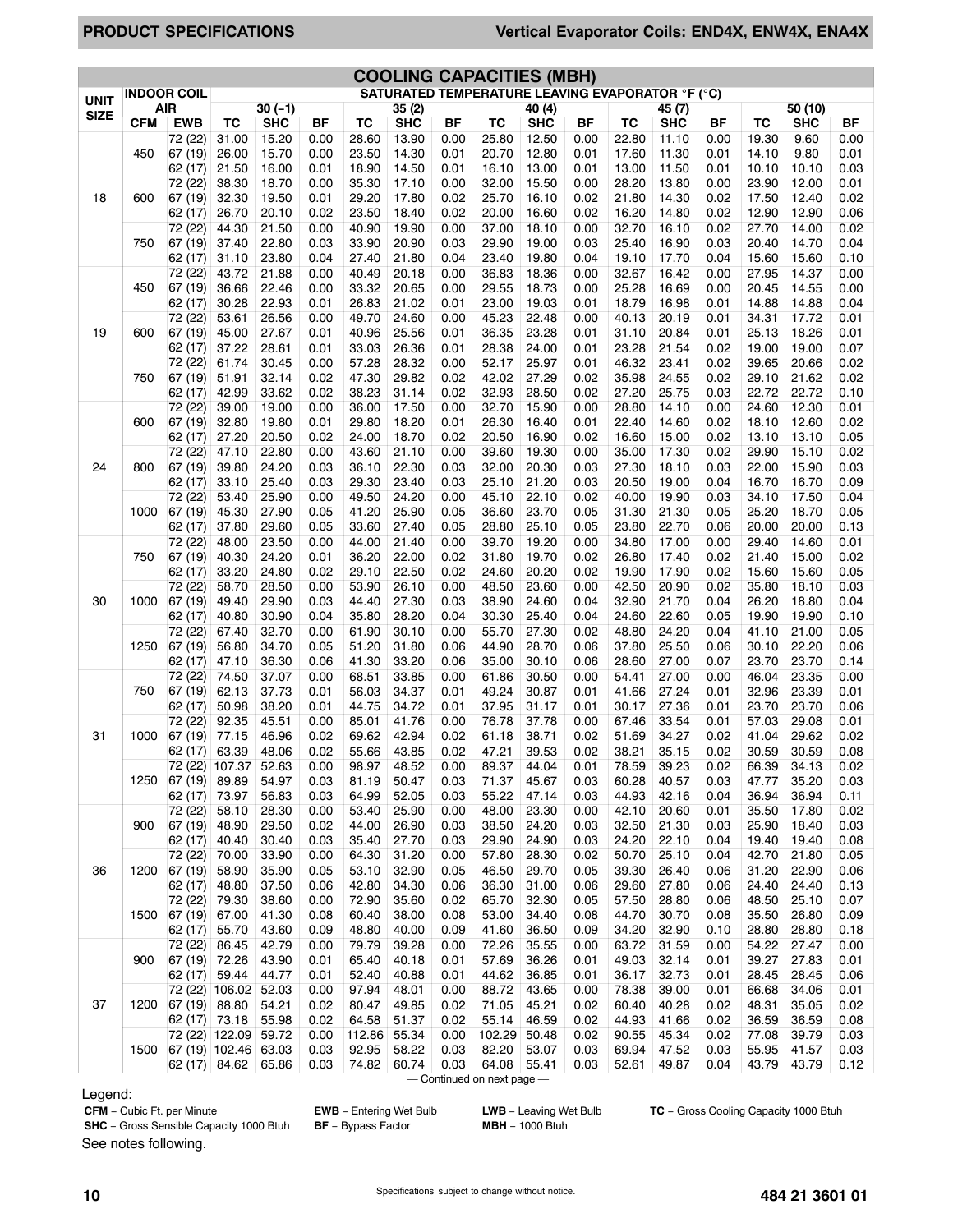## COOLING CAPACITIES (MBH)

| UNIT SIZE | INDOOR COIL AIR | | SATURATED TEMPERATURE LEAVING EVAPORATOR °F (°C) | | | | | | | | | | | | | | |
|---|---|---|---|---|---|---|---|---|---|---|---|---|---|---|---|---|---|
| | | | 30 (−1) | | | 35 (2) | | | 40 (4) | | | 45 (7) | | | 50 (10) | | |
| | CFM | EWB | TC | SHC | BF | TC | SHC | BF | TC | SHC | BF | TC | SHC | BF | TC | SHC | BF |
| 18 | 450 | 72 (22) | 31.00 | 15.20 | 0.00 | 28.60 | 13.90 | 0.00 | 25.80 | 12.50 | 0.00 | 22.80 | 11.10 | 0.00 | 19.30 | 9.60 | 0.00 |
| | | 67 (19) | 26.00 | 15.70 | 0.00 | 23.50 | 14.30 | 0.01 | 20.70 | 12.80 | 0.01 | 17.60 | 11.30 | 0.01 | 14.10 | 9.80 | 0.01 |
| | | 62 (17) | 21.50 | 16.00 | 0.01 | 18.90 | 14.50 | 0.01 | 16.10 | 13.00 | 0.01 | 13.00 | 11.50 | 0.01 | 10.10 | 10.10 | 0.03 |
| | 600 | 72 (22) | 38.30 | 18.70 | 0.00 | 35.30 | 17.10 | 0.00 | 32.00 | 15.50 | 0.00 | 28.20 | 13.80 | 0.01 | 23.90 | 12.00 | 0.01 |
| | | 67 (19) | 32.30 | 19.50 | 0.01 | 29.20 | 17.80 | 0.02 | 25.70 | 16.10 | 0.02 | 21.80 | 14.30 | 0.02 | 17.50 | 12.40 | 0.02 |
| | | 62 (17) | 26.70 | 20.10 | 0.02 | 23.50 | 18.40 | 0.02 | 20.00 | 16.60 | 0.02 | 16.20 | 14.80 | 0.02 | 12.90 | 12.90 | 0.06 |
| | 750 | 72 (22) | 44.30 | 21.50 | 0.00 | 40.90 | 19.90 | 0.00 | 37.00 | 18.10 | 0.00 | 32.70 | 16.10 | 0.02 | 27.70 | 14.00 | 0.02 |
| | | 67 (19) | 37.40 | 22.80 | 0.03 | 33.90 | 20.90 | 0.03 | 29.90 | 19.00 | 0.03 | 25.40 | 16.90 | 0.03 | 20.40 | 14.70 | 0.04 |
| | | 62 (17) | 31.10 | 23.80 | 0.04 | 27.40 | 21.80 | 0.04 | 23.40 | 19.80 | 0.04 | 19.10 | 17.70 | 0.04 | 15.60 | 15.60 | 0.10 |
| 19 | 450 | 72 (22) | 43.72 | 21.88 | 0.00 | 40.49 | 20.18 | 0.00 | 36.83 | 18.36 | 0.00 | 32.67 | 16.42 | 0.00 | 27.95 | 14.37 | 0.00 |
| | | 67 (19) | 36.66 | 22.46 | 0.00 | 33.32 | 20.65 | 0.00 | 29.55 | 18.73 | 0.00 | 25.28 | 16.69 | 0.00 | 20.45 | 14.55 | 0.00 |
| | | 62 (17) | 30.28 | 22.93 | 0.01 | 26.83 | 21.02 | 0.01 | 23.00 | 19.03 | 0.01 | 18.79 | 16.98 | 0.01 | 14.88 | 14.88 | 0.04 |
| | 600 | 72 (22) | 53.61 | 26.56 | 0.00 | 49.70 | 24.60 | 0.00 | 45.23 | 22.48 | 0.00 | 40.13 | 20.19 | 0.01 | 34.31 | 17.72 | 0.01 |
| | | 67 (19) | 45.00 | 27.67 | 0.01 | 40.96 | 25.56 | 0.01 | 36.35 | 23.28 | 0.01 | 31.10 | 20.84 | 0.01 | 25.13 | 18.26 | 0.01 |
| | | 62 (17) | 37.22 | 28.61 | 0.01 | 33.03 | 26.36 | 0.01 | 28.38 | 24.00 | 0.01 | 23.28 | 21.54 | 0.02 | 19.00 | 19.00 | 0.07 |
| | 750 | 72 (22) | 61.74 | 30.45 | 0.00 | 57.28 | 28.32 | 0.00 | 52.17 | 25.97 | 0.01 | 46.32 | 23.41 | 0.02 | 39.65 | 20.66 | 0.02 |
| | | 67 (19) | 51.91 | 32.14 | 0.02 | 47.30 | 29.82 | 0.02 | 42.02 | 27.29 | 0.02 | 35.98 | 24.55 | 0.02 | 29.10 | 21.62 | 0.02 |
| | | 62 (17) | 42.99 | 33.62 | 0.02 | 38.23 | 31.14 | 0.02 | 32.93 | 28.50 | 0.02 | 27.20 | 25.75 | 0.03 | 22.72 | 22.72 | 0.10 |
| 24 | 600 | 72 (22) | 39.00 | 19.00 | 0.00 | 36.00 | 17.50 | 0.00 | 32.70 | 15.90 | 0.00 | 28.80 | 14.10 | 0.00 | 24.60 | 12.30 | 0.01 |
| | | 67 (19) | 32.80 | 19.80 | 0.01 | 29.80 | 18.20 | 0.01 | 26.30 | 16.40 | 0.01 | 22.40 | 14.60 | 0.02 | 18.10 | 12.60 | 0.02 |
| | | 62 (17) | 27.20 | 20.50 | 0.02 | 24.00 | 18.70 | 0.02 | 20.50 | 16.90 | 0.02 | 16.60 | 15.00 | 0.02 | 13.10 | 13.10 | 0.05 |
| | 800 | 72 (22) | 47.10 | 22.80 | 0.00 | 43.60 | 21.10 | 0.00 | 39.60 | 19.30 | 0.00 | 35.00 | 17.30 | 0.02 | 29.90 | 15.10 | 0.02 |
| | | 67 (19) | 39.80 | 24.20 | 0.03 | 36.10 | 22.30 | 0.03 | 32.00 | 20.30 | 0.03 | 27.30 | 18.10 | 0.03 | 22.00 | 15.90 | 0.03 |
| | | 62 (17) | 33.10 | 25.40 | 0.03 | 29.30 | 23.40 | 0.03 | 25.10 | 21.20 | 0.03 | 20.50 | 19.00 | 0.04 | 16.70 | 16.70 | 0.09 |
| | 1000 | 72 (22) | 53.40 | 25.90 | 0.00 | 49.50 | 24.20 | 0.00 | 45.10 | 22.10 | 0.02 | 40.00 | 19.90 | 0.03 | 34.10 | 17.50 | 0.04 |
| | | 67 (19) | 45.30 | 27.90 | 0.05 | 41.20 | 25.90 | 0.05 | 36.60 | 23.70 | 0.05 | 31.30 | 21.30 | 0.05 | 25.20 | 18.70 | 0.05 |
| | | 62 (17) | 37.80 | 29.60 | 0.05 | 33.60 | 27.40 | 0.05 | 28.80 | 25.10 | 0.05 | 23.80 | 22.70 | 0.06 | 20.00 | 20.00 | 0.13 |
| 30 | 750 | 72 (22) | 48.00 | 23.50 | 0.00 | 44.00 | 21.40 | 0.00 | 39.70 | 19.20 | 0.00 | 34.80 | 17.00 | 0.00 | 29.40 | 14.60 | 0.01 |
| | | 67 (19) | 40.30 | 24.20 | 0.01 | 36.20 | 22.00 | 0.02 | 31.80 | 19.70 | 0.02 | 26.80 | 17.40 | 0.02 | 21.40 | 15.00 | 0.02 |
| | | 62 (17) | 33.20 | 24.80 | 0.02 | 29.10 | 22.50 | 0.02 | 24.60 | 20.20 | 0.02 | 19.90 | 17.90 | 0.02 | 15.60 | 15.60 | 0.05 |
| | 1000 | 72 (22) | 58.70 | 28.50 | 0.00 | 53.90 | 26.10 | 0.00 | 48.50 | 23.60 | 0.00 | 42.50 | 20.90 | 0.02 | 35.80 | 18.10 | 0.03 |
| | | 67 (19) | 49.40 | 29.90 | 0.03 | 44.40 | 27.30 | 0.03 | 38.90 | 24.60 | 0.04 | 32.90 | 21.70 | 0.04 | 26.20 | 18.80 | 0.04 |
| | | 62 (17) | 40.80 | 30.90 | 0.04 | 35.80 | 28.20 | 0.04 | 30.30 | 25.40 | 0.04 | 24.60 | 22.60 | 0.05 | 19.90 | 19.90 | 0.10 |
| | 1250 | 72 (22) | 67.40 | 32.70 | 0.00 | 61.90 | 30.10 | 0.00 | 55.70 | 27.30 | 0.02 | 48.80 | 24.20 | 0.04 | 41.10 | 21.00 | 0.05 |
| | | 67 (19) | 56.80 | 34.70 | 0.05 | 51.20 | 31.80 | 0.06 | 44.90 | 28.70 | 0.06 | 37.80 | 25.50 | 0.06 | 30.10 | 22.20 | 0.06 |
| | | 62 (17) | 47.10 | 36.30 | 0.06 | 41.30 | 33.20 | 0.06 | 35.00 | 30.10 | 0.06 | 28.60 | 27.00 | 0.07 | 23.70 | 23.70 | 0.14 |
| 31 | 750 | 72 (22) | 74.50 | 37.07 | 0.00 | 68.51 | 33.85 | 0.00 | 61.86 | 30.50 | 0.00 | 54.41 | 27.00 | 0.00 | 46.04 | 23.35 | 0.00 |
| | | 67 (19) | 62.13 | 37.73 | 0.01 | 56.03 | 34.37 | 0.01 | 49.24 | 30.87 | 0.01 | 41.66 | 27.24 | 0.01 | 32.96 | 23.39 | 0.01 |
| | | 62 (17) | 50.98 | 38.20 | 0.01 | 44.75 | 34.72 | 0.01 | 37.95 | 31.17 | 0.01 | 30.17 | 27.36 | 0.01 | 23.70 | 23.70 | 0.06 |
| | 1000 | 72 (22) | 92.35 | 45.51 | 0.00 | 85.01 | 41.76 | 0.00 | 76.78 | 37.78 | 0.00 | 67.46 | 33.54 | 0.01 | 57.03 | 29.08 | 0.01 |
| | | 67 (19) | 77.15 | 46.96 | 0.02 | 69.62 | 42.94 | 0.02 | 61.18 | 38.71 | 0.02 | 51.69 | 34.27 | 0.02 | 41.04 | 29.62 | 0.02 |
| | | 62 (17) | 63.39 | 48.06 | 0.02 | 55.66 | 43.85 | 0.02 | 47.21 | 39.53 | 0.02 | 38.21 | 35.15 | 0.02 | 30.59 | 30.59 | 0.08 |
| | 1250 | 72 (22) | 107.37 | 52.63 | 0.00 | 98.97 | 48.52 | 0.00 | 89.37 | 44.04 | 0.01 | 78.59 | 39.23 | 0.02 | 66.39 | 34.13 | 0.02 |
| | | 67 (19) | 89.89 | 54.97 | 0.03 | 81.19 | 50.47 | 0.03 | 71.37 | 45.67 | 0.03 | 60.28 | 40.57 | 0.03 | 47.77 | 35.20 | 0.03 |
| | | 62 (17) | 73.97 | 56.83 | 0.03 | 64.99 | 52.05 | 0.03 | 55.22 | 47.14 | 0.03 | 44.93 | 42.16 | 0.04 | 36.94 | 36.94 | 0.11 |
| 36 | 900 | 72 (22) | 58.10 | 28.30 | 0.00 | 53.40 | 25.90 | 0.00 | 48.00 | 23.30 | 0.00 | 42.10 | 20.60 | 0.01 | 35.50 | 17.80 | 0.02 |
| | | 67 (19) | 48.90 | 29.50 | 0.02 | 44.00 | 26.90 | 0.03 | 38.50 | 24.20 | 0.03 | 32.50 | 21.30 | 0.03 | 25.90 | 18.40 | 0.03 |
| | | 62 (17) | 40.40 | 30.40 | 0.03 | 35.40 | 27.70 | 0.03 | 29.90 | 24.90 | 0.03 | 24.20 | 22.10 | 0.04 | 19.40 | 19.40 | 0.08 |
| | 1200 | 72 (22) | 70.00 | 33.90 | 0.00 | 64.30 | 31.20 | 0.00 | 57.80 | 28.30 | 0.02 | 50.70 | 25.10 | 0.04 | 42.70 | 21.80 | 0.05 |
| | | 67 (19) | 58.90 | 35.90 | 0.05 | 53.10 | 32.90 | 0.05 | 46.50 | 29.70 | 0.05 | 39.30 | 26.40 | 0.06 | 31.20 | 22.90 | 0.06 |
| | | 62 (17) | 48.80 | 37.50 | 0.06 | 42.80 | 34.30 | 0.06 | 36.30 | 31.00 | 0.06 | 29.60 | 27.80 | 0.06 | 24.40 | 24.40 | 0.13 |
| | 1500 | 72 (22) | 79.30 | 38.60 | 0.00 | 72.90 | 35.60 | 0.02 | 65.70 | 32.30 | 0.05 | 57.50 | 28.80 | 0.06 | 48.50 | 25.10 | 0.07 |
| | | 67 (19) | 67.00 | 41.30 | 0.08 | 60.40 | 38.00 | 0.08 | 53.00 | 34.40 | 0.08 | 44.70 | 30.70 | 0.08 | 35.50 | 26.80 | 0.09 |
| | | 62 (17) | 55.70 | 43.60 | 0.09 | 48.80 | 40.00 | 0.09 | 41.60 | 36.50 | 0.09 | 34.20 | 32.90 | 0.10 | 28.80 | 28.80 | 0.18 |
| 37 | 900 | 72 (22) | 86.45 | 42.79 | 0.00 | 79.79 | 39.28 | 0.00 | 72.26 | 35.55 | 0.00 | 63.72 | 31.59 | 0.00 | 54.22 | 27.47 | 0.00 |
| | | 67 (19) | 72.26 | 43.90 | 0.01 | 65.40 | 40.18 | 0.01 | 57.69 | 36.26 | 0.01 | 49.03 | 32.14 | 0.01 | 39.27 | 27.83 | 0.01 |
| | | 62 (17) | 59.44 | 44.77 | 0.01 | 52.40 | 40.88 | 0.01 | 44.62 | 36.85 | 0.01 | 36.17 | 32.73 | 0.01 | 28.45 | 28.45 | 0.06 |
| | 1200 | 72 (22) | 106.02 | 52.03 | 0.00 | 97.94 | 48.01 | 0.00 | 88.72 | 43.65 | 0.00 | 78.38 | 39.00 | 0.01 | 66.68 | 34.06 | 0.01 |
| | | 67 (19) | 88.80 | 54.21 | 0.02 | 80.47 | 49.85 | 0.02 | 71.05 | 45.21 | 0.02 | 60.40 | 40.28 | 0.02 | 48.31 | 35.05 | 0.02 |
| | | 62 (17) | 73.18 | 55.98 | 0.02 | 64.58 | 51.37 | 0.02 | 55.14 | 46.59 | 0.02 | 44.93 | 41.66 | 0.02 | 36.59 | 36.59 | 0.08 |
| | 1500 | 72 (22) | 122.09 | 59.72 | 0.00 | 112.86 | 55.34 | 0.00 | 102.29 | 50.48 | 0.02 | 90.55 | 45.34 | 0.02 | 77.08 | 39.79 | 0.03 |
| | | 67 (19) | 102.46 | 63.03 | 0.03 | 92.95 | 58.22 | 0.03 | 82.20 | 53.07 | 0.03 | 69.94 | 47.52 | 0.03 | 55.95 | 41.57 | 0.03 |
| | | 62 (17) | 84.62 | 65.86 | 0.03 | 74.82 | 60.74 | 0.03 | 64.08 | 55.41 | 0.03 | 52.61 | 49.87 | 0.04 | 43.79 | 43.79 | 0.12 |

— Continued on next page —

Legend:

**CFM** − Cubic Ft. per Minute
**EWB** − Entering Wet Bulb
**LWB** − Leaving Wet Bulb
**TC** − Gross Cooling Capacity 1000 Btuh
**SHC** − Gross Sensible Capacity 1000 Btuh
**BF** − Bypass Factor
**MBH** − 1000 Btuh

See notes following.

Specifications subject to change without notice.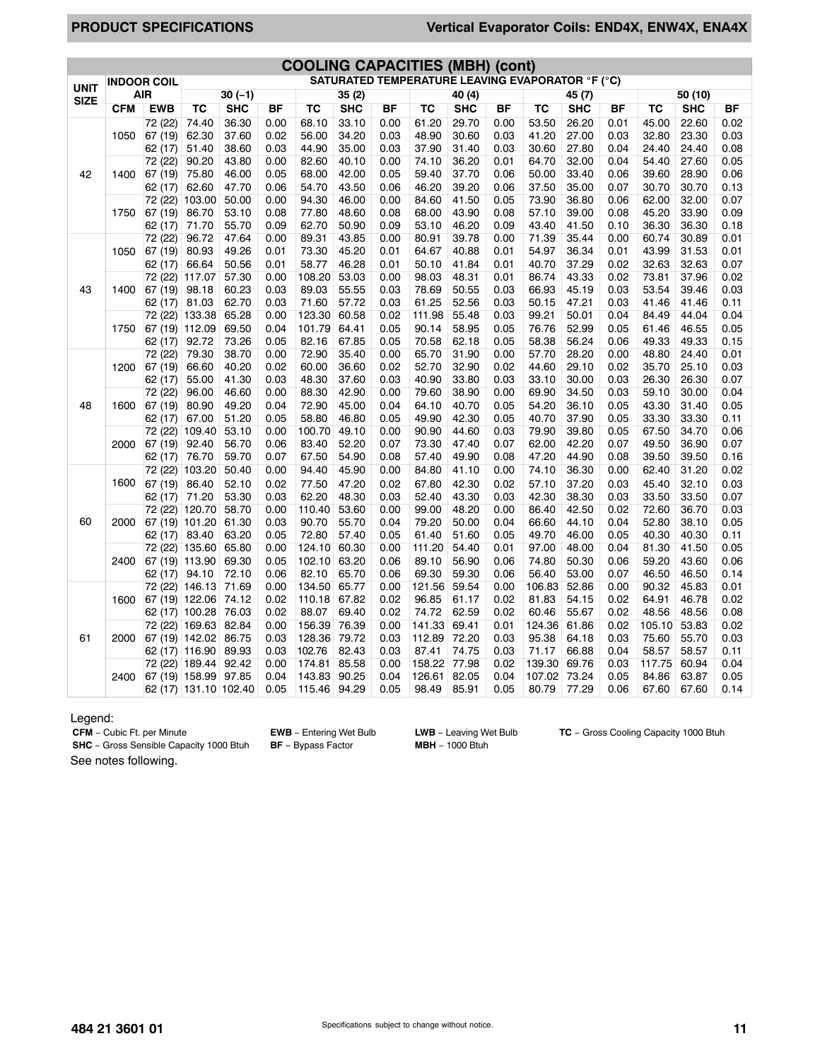**PRODUCT SPECIFICATIONS** | **Vertical Evaporator Coils: END4X, ENW4X, ENA4X**

## COOLING CAPACITIES (MBH) (cont)

| UNIT SIZE | INDOOR COIL AIR | | SATURATED TEMPERATURE LEAVING EVAPORATOR °F (°C) | | | | | | | | | | | | | | |
|---|---|---|---|---|---|---|---|---|---|---|---|---|---|---|---|---|---|
| | | | 30 (−1) | | | 35 (2) | | | 40 (4) | | | 45 (7) | | | 50 (10) | | |
| | CFM | EWB | TC | SHC | BF | TC | SHC | BF | TC | SHC | BF | TC | SHC | BF | TC | SHC | BF |
| 42 | 1050 | 72 (22) | 74.40 | 36.30 | 0.00 | 68.10 | 33.10 | 0.00 | 61.20 | 29.70 | 0.00 | 53.50 | 26.20 | 0.01 | 45.00 | 22.60 | 0.02 |
| | | 67 (19) | 62.30 | 37.60 | 0.02 | 56.00 | 34.20 | 0.03 | 48.90 | 30.60 | 0.03 | 41.20 | 27.00 | 0.03 | 32.80 | 23.30 | 0.03 |
| | | 62 (17) | 51.40 | 38.60 | 0.03 | 44.90 | 35.00 | 0.03 | 37.90 | 31.40 | 0.03 | 30.60 | 27.80 | 0.04 | 24.40 | 24.40 | 0.08 |
| | 1400 | 72 (22) | 90.20 | 43.80 | 0.00 | 82.60 | 40.10 | 0.00 | 74.10 | 36.20 | 0.01 | 64.70 | 32.00 | 0.04 | 54.40 | 27.60 | 0.05 |
| | | 67 (19) | 75.80 | 46.00 | 0.05 | 68.00 | 42.00 | 0.05 | 59.40 | 37.70 | 0.06 | 50.00 | 33.40 | 0.06 | 39.60 | 28.90 | 0.06 |
| | | 62 (17) | 62.60 | 47.70 | 0.06 | 54.70 | 43.50 | 0.06 | 46.20 | 39.20 | 0.06 | 37.50 | 35.00 | 0.07 | 30.70 | 30.70 | 0.13 |
| | 1750 | 72 (22) | 103.00 | 50.00 | 0.00 | 94.30 | 46.00 | 0.00 | 84.60 | 41.50 | 0.05 | 73.90 | 36.80 | 0.06 | 62.00 | 32.00 | 0.07 |
| | | 67 (19) | 86.70 | 53.10 | 0.08 | 77.80 | 48.60 | 0.08 | 68.00 | 43.90 | 0.08 | 57.10 | 39.00 | 0.08 | 45.20 | 33.90 | 0.09 |
| | | 62 (17) | 71.70 | 55.70 | 0.09 | 62.70 | 50.90 | 0.09 | 53.10 | 46.20 | 0.09 | 43.40 | 41.50 | 0.10 | 36.30 | 36.30 | 0.18 |
| 43 | 1050 | 72 (22) | 96.72 | 47.64 | 0.00 | 89.31 | 43.85 | 0.00 | 80.91 | 39.78 | 0.00 | 71.39 | 35.44 | 0.00 | 60.74 | 30.89 | 0.01 |
| | | 67 (19) | 80.93 | 49.26 | 0.01 | 73.30 | 45.20 | 0.01 | 64.67 | 40.88 | 0.01 | 54.97 | 36.34 | 0.01 | 43.99 | 31.53 | 0.01 |
| | | 62 (17) | 66.64 | 50.56 | 0.01 | 58.77 | 46.28 | 0.01 | 50.10 | 41.84 | 0.01 | 40.70 | 37.29 | 0.02 | 32.63 | 32.63 | 0.07 |
| | 1400 | 72 (22) | 117.07 | 57.30 | 0.00 | 108.20 | 53.03 | 0.00 | 98.03 | 48.31 | 0.01 | 86.74 | 43.33 | 0.02 | 73.81 | 37.96 | 0.02 |
| | | 67 (19) | 98.18 | 60.23 | 0.03 | 89.03 | 55.55 | 0.03 | 78.69 | 50.55 | 0.03 | 66.93 | 45.19 | 0.03 | 53.54 | 39.46 | 0.03 |
| | | 62 (17) | 81.03 | 62.70 | 0.03 | 71.60 | 57.72 | 0.03 | 61.25 | 52.56 | 0.03 | 50.15 | 47.21 | 0.03 | 41.46 | 41.46 | 0.11 |
| | 1750 | 72 (22) | 133.38 | 65.28 | 0.00 | 123.30 | 60.58 | 0.02 | 111.98 | 55.48 | 0.03 | 99.21 | 50.01 | 0.04 | 84.49 | 44.04 | 0.04 |
| | | 67 (19) | 112.09 | 69.50 | 0.04 | 101.79 | 64.41 | 0.05 | 90.14 | 58.95 | 0.05 | 76.76 | 52.99 | 0.05 | 61.46 | 46.55 | 0.05 |
| | | 62 (17) | 92.72 | 73.26 | 0.05 | 82.16 | 67.85 | 0.05 | 70.58 | 62.18 | 0.05 | 58.38 | 56.24 | 0.06 | 49.33 | 49.33 | 0.15 |
| 48 | 1200 | 72 (22) | 79.30 | 38.70 | 0.00 | 72.90 | 35.40 | 0.00 | 65.70 | 31.90 | 0.00 | 57.70 | 28.20 | 0.00 | 48.80 | 24.40 | 0.01 |
| | | 67 (19) | 66.60 | 40.20 | 0.02 | 60.00 | 36.60 | 0.02 | 52.70 | 32.90 | 0.02 | 44.60 | 29.10 | 0.02 | 35.70 | 25.10 | 0.03 |
| | | 62 (17) | 55.00 | 41.30 | 0.03 | 48.30 | 37.60 | 0.03 | 40.90 | 33.80 | 0.03 | 33.10 | 30.00 | 0.03 | 26.30 | 26.30 | 0.07 |
| | 1600 | 72 (22) | 96.00 | 46.60 | 0.00 | 88.30 | 42.90 | 0.00 | 79.60 | 38.90 | 0.00 | 69.90 | 34.50 | 0.03 | 59.10 | 30.00 | 0.04 |
| | | 67 (19) | 80.90 | 49.20 | 0.04 | 72.90 | 45.00 | 0.04 | 64.10 | 40.70 | 0.05 | 54.20 | 36.10 | 0.05 | 43.30 | 31.40 | 0.05 |
| | | 62 (17) | 67.00 | 51.20 | 0.05 | 58.80 | 46.80 | 0.05 | 49.90 | 42.30 | 0.05 | 40.70 | 37.90 | 0.05 | 33.30 | 33.30 | 0.11 |
| | 2000 | 72 (22) | 109.40 | 53.10 | 0.00 | 100.70 | 49.10 | 0.00 | 90.90 | 44.60 | 0.03 | 79.90 | 39.80 | 0.05 | 67.50 | 34.70 | 0.06 |
| | | 67 (19) | 92.40 | 56.70 | 0.06 | 83.40 | 52.20 | 0.07 | 73.30 | 47.40 | 0.07 | 62.00 | 42.20 | 0.07 | 49.50 | 36.90 | 0.07 |
| | | 62 (17) | 76.70 | 59.70 | 0.07 | 67.50 | 54.90 | 0.08 | 57.40 | 49.90 | 0.08 | 47.20 | 44.90 | 0.08 | 39.50 | 39.50 | 0.16 |
| 60 | 1600 | 72 (22) | 103.20 | 50.40 | 0.00 | 94.40 | 45.90 | 0.00 | 84.80 | 41.10 | 0.00 | 74.10 | 36.30 | 0.00 | 62.40 | 31.20 | 0.02 |
| | | 67 (19) | 86.40 | 52.10 | 0.02 | 77.50 | 47.20 | 0.02 | 67.80 | 42.30 | 0.02 | 57.10 | 37.20 | 0.03 | 45.40 | 32.10 | 0.03 |
| | | 62 (17) | 71.20 | 53.30 | 0.03 | 62.20 | 48.30 | 0.03 | 52.40 | 43.30 | 0.03 | 42.30 | 38.30 | 0.03 | 33.50 | 33.50 | 0.07 |
| | 2000 | 72 (22) | 120.70 | 58.70 | 0.00 | 110.40 | 53.60 | 0.00 | 99.00 | 48.20 | 0.00 | 86.40 | 42.50 | 0.02 | 72.60 | 36.70 | 0.03 |
| | | 67 (19) | 101.20 | 61.30 | 0.03 | 90.70 | 55.70 | 0.04 | 79.20 | 50.00 | 0.04 | 66.60 | 44.10 | 0.04 | 52.80 | 38.10 | 0.05 |
| | | 62 (17) | 83.40 | 63.20 | 0.05 | 72.80 | 57.40 | 0.05 | 61.40 | 51.60 | 0.05 | 49.70 | 46.00 | 0.05 | 40.30 | 40.30 | 0.11 |
| | 2400 | 72 (22) | 135.60 | 65.80 | 0.00 | 124.10 | 60.30 | 0.00 | 111.20 | 54.40 | 0.01 | 97.00 | 48.00 | 0.04 | 81.30 | 41.50 | 0.05 |
| | | 67 (19) | 113.90 | 69.30 | 0.05 | 102.10 | 63.20 | 0.06 | 89.10 | 56.90 | 0.06 | 74.80 | 50.30 | 0.06 | 59.20 | 43.60 | 0.06 |
| | | 62 (17) | 94.10 | 72.10 | 0.06 | 82.10 | 65.70 | 0.06 | 69.30 | 59.30 | 0.06 | 56.40 | 53.00 | 0.07 | 46.50 | 46.50 | 0.14 |
| 61 | 1600 | 72 (22) | 146.13 | 71.69 | 0.00 | 134.50 | 65.77 | 0.00 | 121.56 | 59.54 | 0.00 | 106.83 | 52.86 | 0.00 | 90.32 | 45.83 | 0.01 |
| | | 67 (19) | 122.06 | 74.12 | 0.02 | 110.18 | 67.82 | 0.02 | 96.85 | 61.17 | 0.02 | 81.83 | 54.15 | 0.02 | 64.91 | 46.78 | 0.02 |
| | | 62 (17) | 100.28 | 76.03 | 0.02 | 88.07 | 69.40 | 0.02 | 74.72 | 62.59 | 0.02 | 60.46 | 55.67 | 0.02 | 48.56 | 48.56 | 0.08 |
| | 2000 | 72 (22) | 169.63 | 82.84 | 0.00 | 156.39 | 76.39 | 0.00 | 141.33 | 69.41 | 0.01 | 124.36 | 61.86 | 0.02 | 105.10 | 53.83 | 0.02 |
| | | 67 (19) | 142.02 | 86.75 | 0.03 | 128.36 | 79.72 | 0.03 | 112.89 | 72.20 | 0.03 | 95.38 | 64.18 | 0.03 | 75.60 | 55.70 | 0.03 |
| | | 62 (17) | 116.90 | 89.93 | 0.03 | 102.76 | 82.43 | 0.03 | 87.41 | 74.75 | 0.03 | 71.17 | 66.88 | 0.04 | 58.57 | 58.57 | 0.11 |
| | 2400 | 72 (22) | 189.44 | 92.42 | 0.00 | 174.81 | 85.58 | 0.00 | 158.22 | 77.98 | 0.02 | 139.30 | 69.76 | 0.03 | 117.75 | 60.94 | 0.04 |
| | | 67 (19) | 158.99 | 97.85 | 0.04 | 143.83 | 90.25 | 0.04 | 126.61 | 82.05 | 0.04 | 107.02 | 73.24 | 0.05 | 84.86 | 63.87 | 0.05 |
| | | 62 (17) | 131.10 | 102.40 | 0.05 | 115.46 | 94.29 | 0.05 | 98.49 | 85.91 | 0.05 | 80.79 | 77.29 | 0.06 | 67.60 | 67.60 | 0.14 |

Legend:

**CFM** – Cubic Ft. per Minute
**SHC** – Gross Sensible Capacity 1000 Btuh
**EWB** – Entering Wet Bulb
**BF** – Bypass Factor
**LWB** – Leaving Wet Bulb
**MBH** – 1000 Btuh
**TC** – Gross Cooling Capacity 1000 Btuh

See notes following.

484 21 3601 01

Specifications subject to change without notice.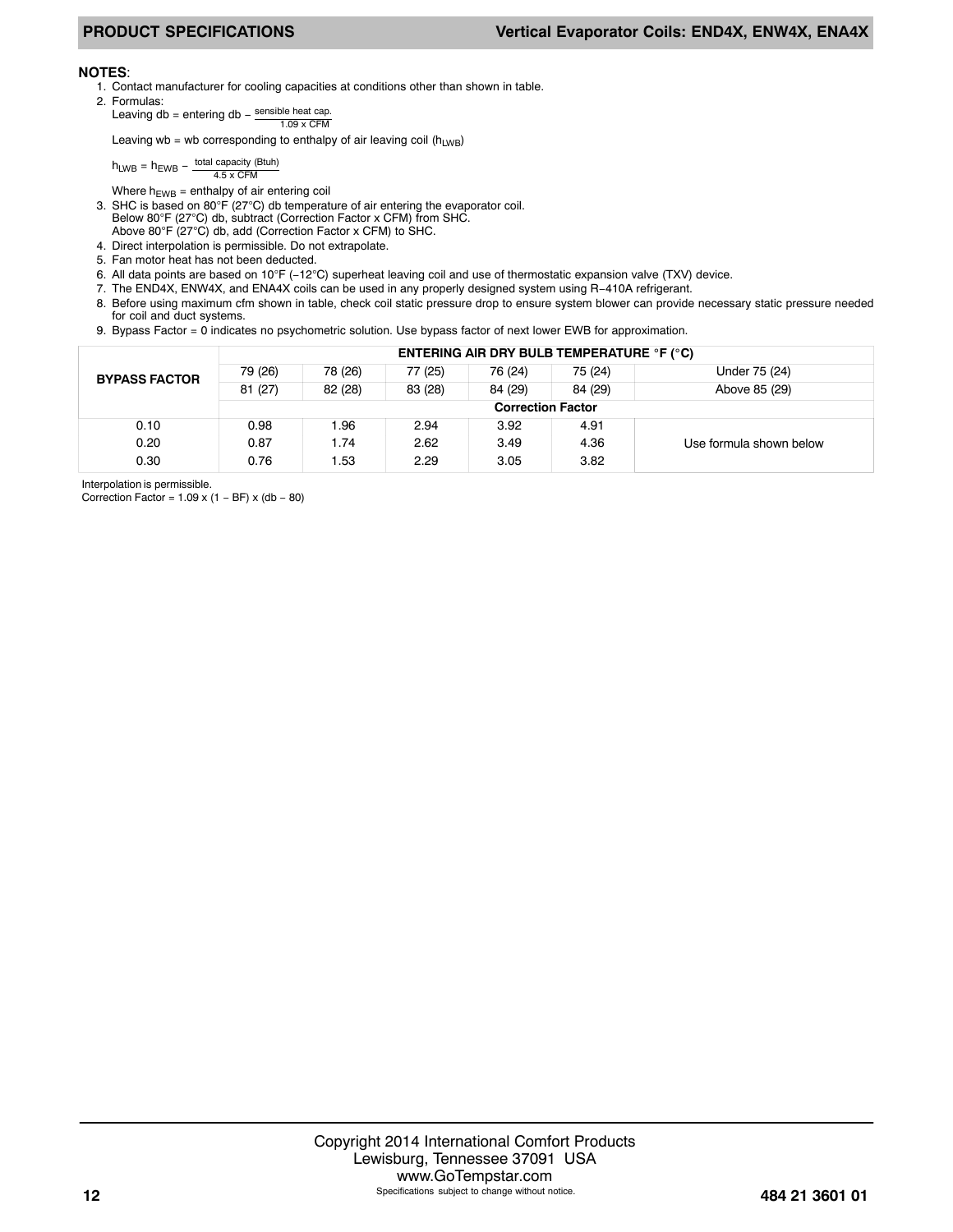**NOTES**:

1. Contact manufacturer for cooling capacities at conditions other than shown in table.
2. Formulas:
   Leaving db = entering db − $\frac{\text{sensible heat cap.}}{1.09 \times \text{CFM}}$

   Leaving wb = wb corresponding to enthalpy of air leaving coil ($h_{LWB}$)

   $h_{LWB} = h_{EWB} - \frac{\text{total capacity (Btuh)}}{4.5 \times \text{CFM}}$

   Where $h_{EWB}$ = enthalpy of air entering coil
3. SHC is based on 80°F (27°C) db temperature of air entering the evaporator coil.
   Below 80°F (27°C) db, subtract (Correction Factor x CFM) from SHC.
   Above 80°F (27°C) db, add (Correction Factor x CFM) to SHC.
4. Direct interpolation is permissible. Do not extrapolate.
5. Fan motor heat has not been deducted.
6. All data points are based on 10°F (−12°C) superheat leaving coil and use of thermostatic expansion valve (TXV) device.
7. The END4X, ENW4X, and ENA4X coils can be used in any properly designed system using R−410A refrigerant.
8. Before using maximum cfm shown in table, check coil static pressure drop to ensure system blower can provide necessary static pressure needed for coil and duct systems.
9. Bypass Factor = 0 indicates no psychometric solution. Use bypass factor of next lower EWB for approximation.

| BYPASS FACTOR | ENTERING AIR DRY BULB TEMPERATURE °F (°C) | | | | | |
|---|---|---|---|---|---|---|
| | 79 (26) | 78 (26) | 77 (25) | 76 (24) | 75 (24) | Under 75 (24) |
| | 81 (27) | 82 (28) | 83 (28) | 84 (29) | 84 (29) | Above 85 (29) |
| | Correction Factor | | | | | |
| 0.10 | 0.98 | 1.96 | 2.94 | 3.92 | 4.91 | Use formula shown below |
| 0.20 | 0.87 | 1.74 | 2.62 | 3.49 | 4.36 | |
| 0.30 | 0.76 | 1.53 | 2.29 | 3.05 | 3.82 | |

Interpolation is permissible.
Correction Factor = 1.09 x (1 − BF) x (db − 80)

Copyright 2014 International Comfort Products
Lewisburg, Tennessee 37091 USA
www.GoTempstar.com
Specifications subject to change without notice.

484 21 3601 01